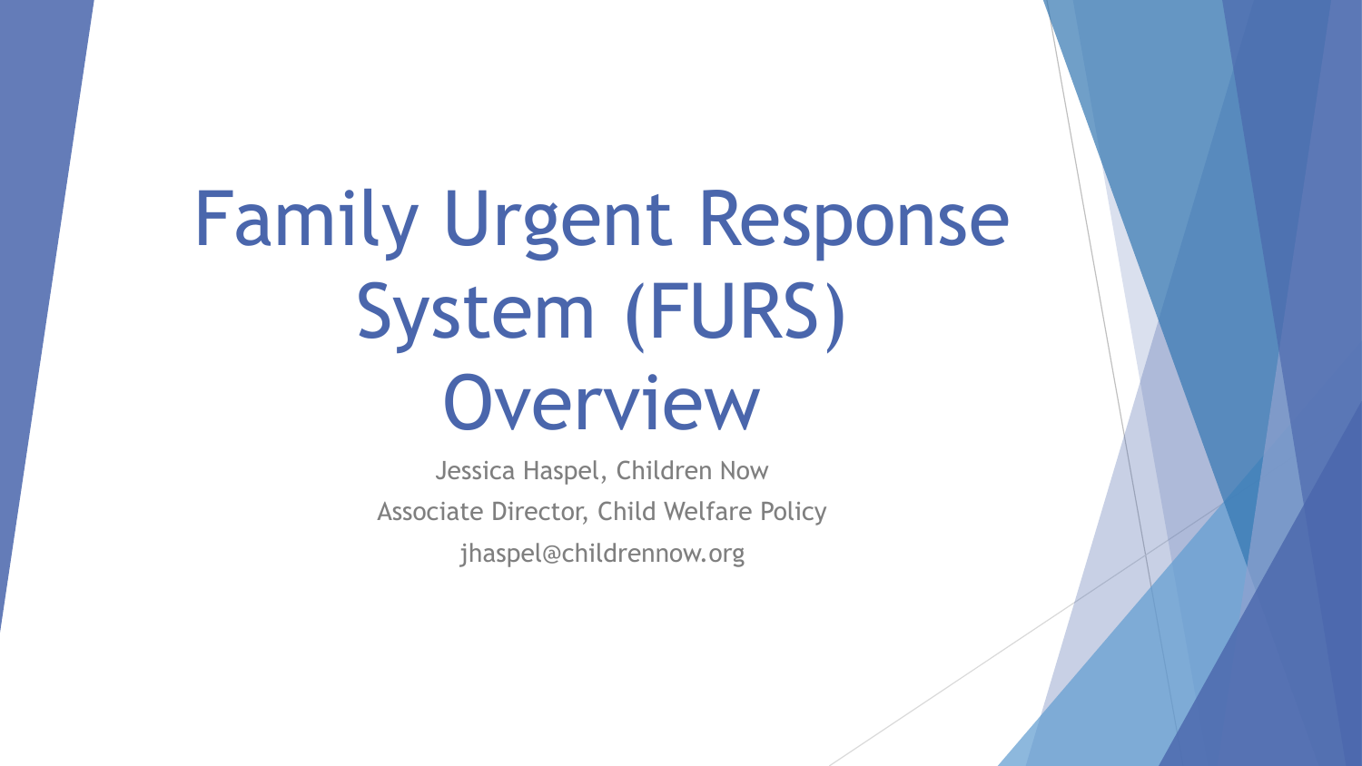# Family Urgent Response System (FURS) Overview

Jessica Haspel, Children Now

Associate Director, Child Welfare Policy

jhaspel@childrennow.org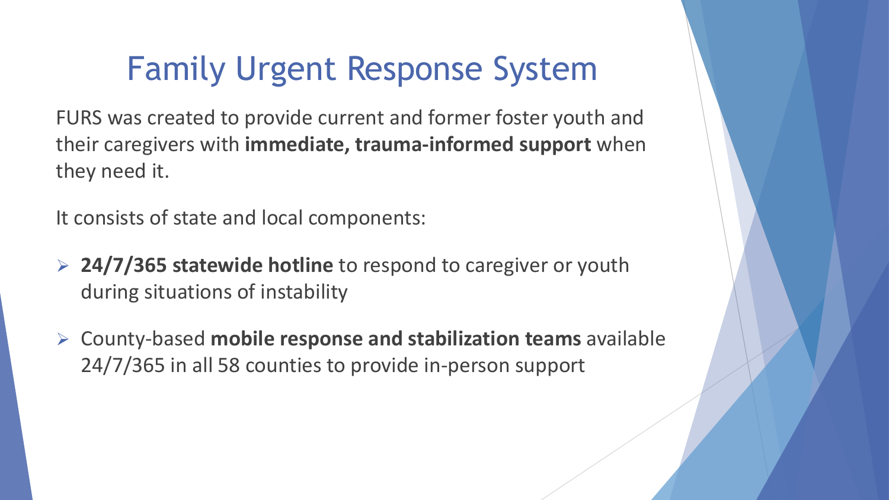# Family Urgent Response System

FURS was created to provide current and former foster youth and their caregivers with **immediate, trauma-informed support** when they need it.

It consists of state and local components:

- **24/7/365 statewide hotline** to respond to caregiver or youth during situations of instability
- County-based **mobile response and stabilization teams** available 24/7/365 in all 58 counties to provide in-person support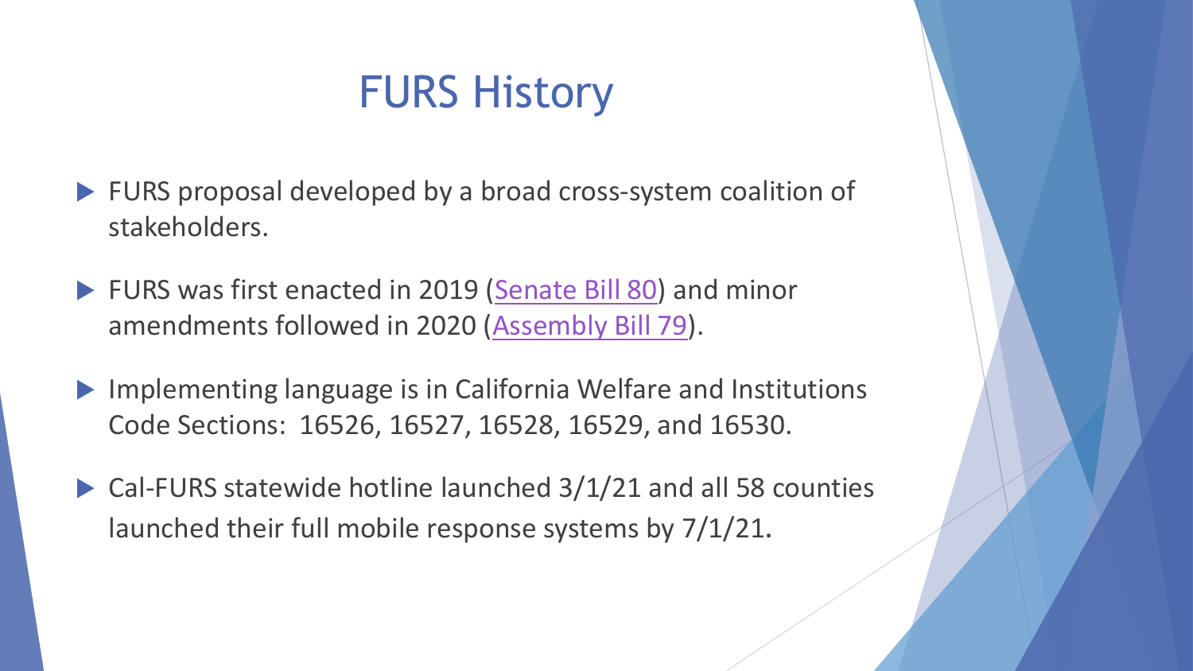# FURS History

- FURS proposal developed by a broad cross-system coalition of stakeholders.
- FURS was first enacted in 2019 (Senate Bill 80) and minor amendments followed in 2020 (Assembly Bill 79).
- Implementing language is in California Welfare and Institutions Code Sections: 16526, 16527, 16528, 16529, and 16530.
- Cal-FURS statewide hotline launched 3/1/21 and all 58 counties launched their full mobile response systems by 7/1/21.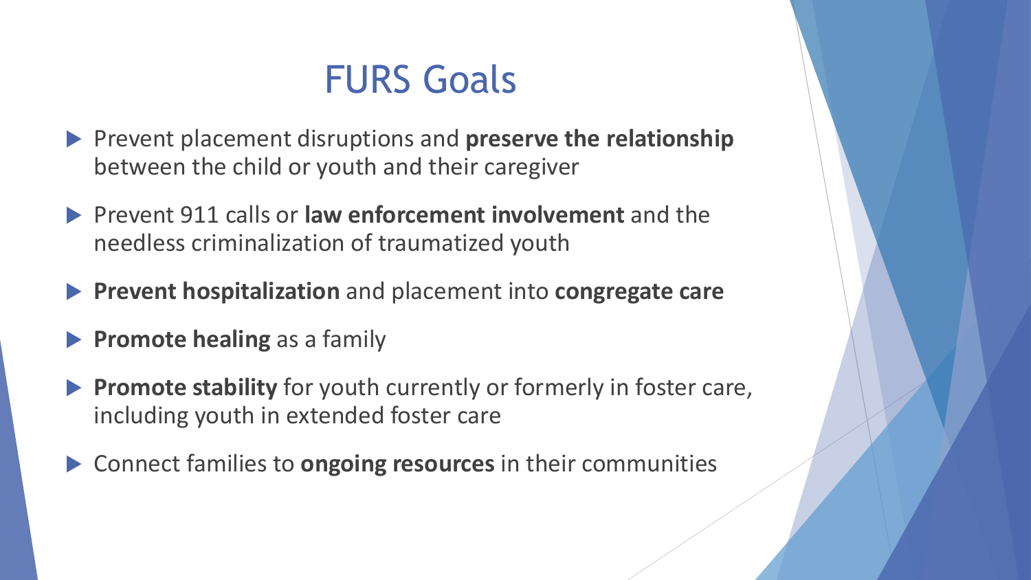# FURS Goals

- Prevent placement disruptions and **preserve the relationship** between the child or youth and their caregiver
- Prevent 911 calls or **law enforcement involvement** and the needless criminalization of traumatized youth
- **Prevent hospitalization** and placement into **congregate care**
- **Promote healing** as a family
- **Promote stability** for youth currently or formerly in foster care, including youth in extended foster care
- Connect families to **ongoing resources** in their communities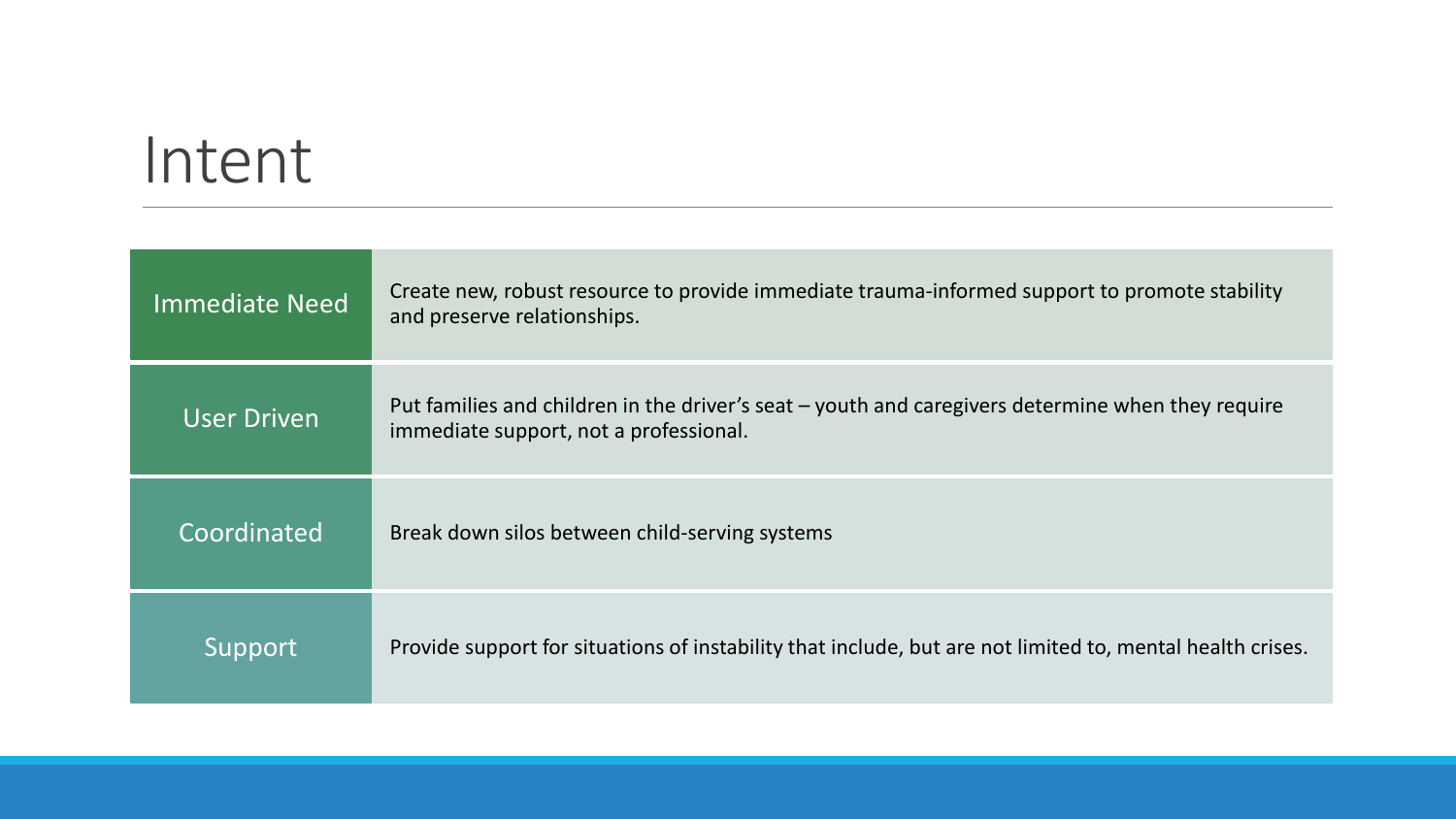# Intent

| | |
|---|---|
| Immediate Need | Create new, robust resource to provide immediate trauma-informed support to promote stability and preserve relationships. |
| User Driven | Put families and children in the driver's seat – youth and caregivers determine when they require immediate support, not a professional. |
| Coordinated | Break down silos between child-serving systems |
| Support | Provide support for situations of instability that include, but are not limited to, mental health crises. |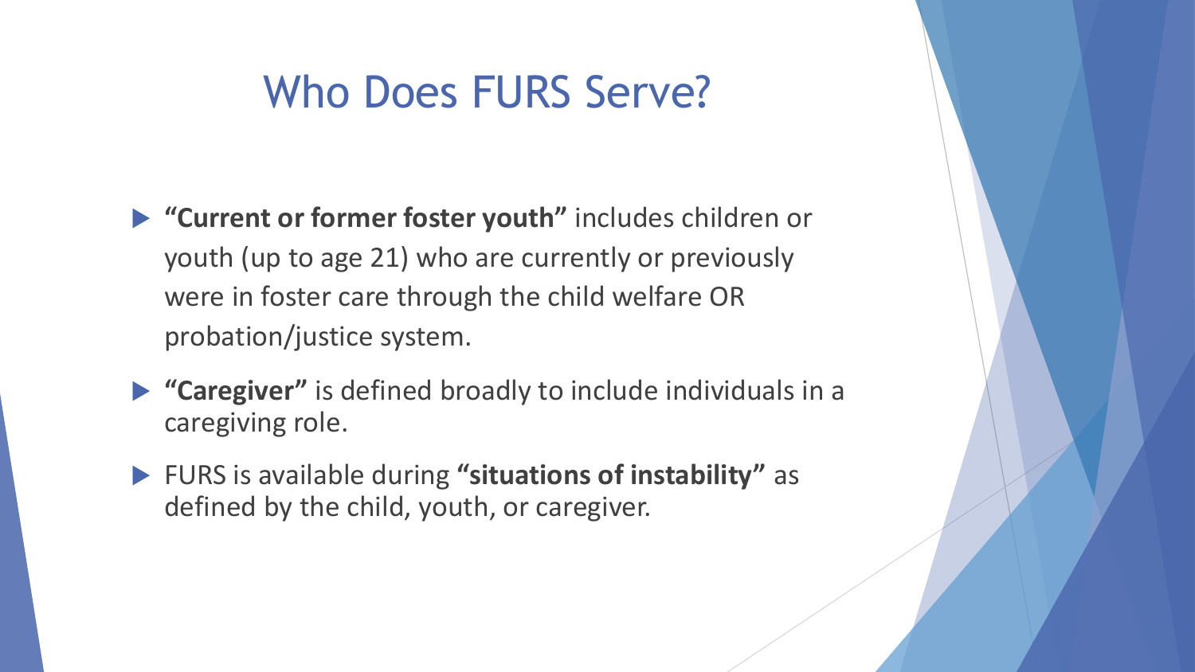# Who Does FURS Serve?

- **"Current or former foster youth"** includes children or youth (up to age 21) who are currently or previously were in foster care through the child welfare OR probation/justice system.
- **"Caregiver"** is defined broadly to include individuals in a caregiving role.
- FURS is available during **"situations of instability"** as defined by the child, youth, or caregiver.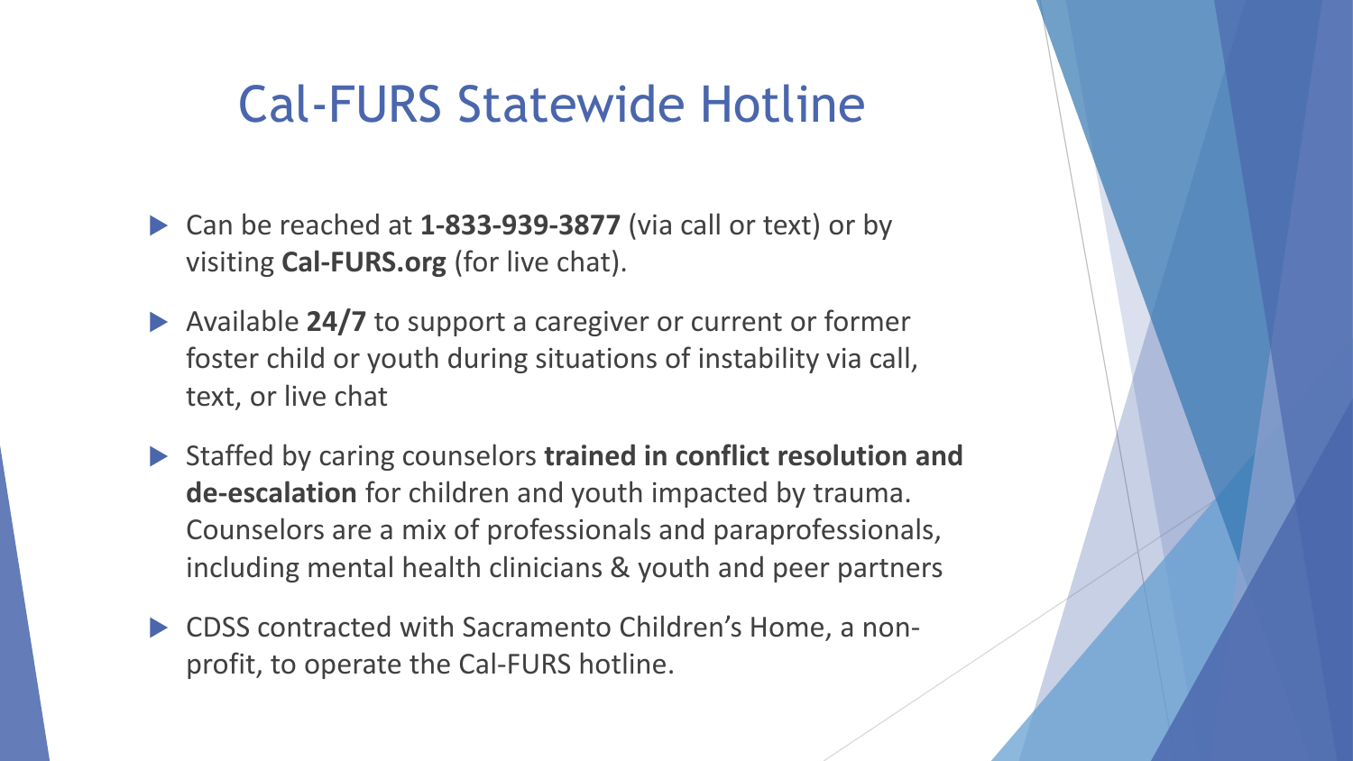# Cal-FURS Statewide Hotline

- Can be reached at **1-833-939-3877** (via call or text) or by visiting **Cal-FURS.org** (for live chat).
- Available **24/7** to support a caregiver or current or former foster child or youth during situations of instability via call, text, or live chat
- Staffed by caring counselors **trained in conflict resolution and de-escalation** for children and youth impacted by trauma. Counselors are a mix of professionals and paraprofessionals, including mental health clinicians & youth and peer partners
- CDSS contracted with Sacramento Children's Home, a non-profit, to operate the Cal-FURS hotline.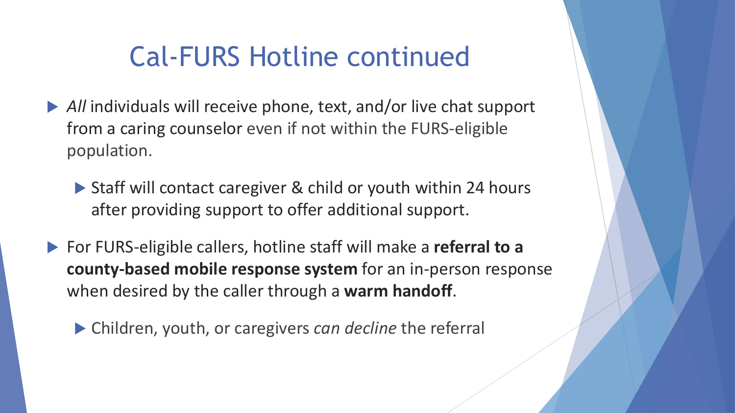# Cal-FURS Hotline continued

- *All* individuals will receive phone, text, and/or live chat support from a caring counselor even if not within the FURS-eligible population.
  - Staff will contact caregiver & child or youth within 24 hours after providing support to offer additional support.
- For FURS-eligible callers, hotline staff will make a **referral to a county-based mobile response system** for an in-person response when desired by the caller through a **warm handoff**.
  - Children, youth, or caregivers *can decline* the referral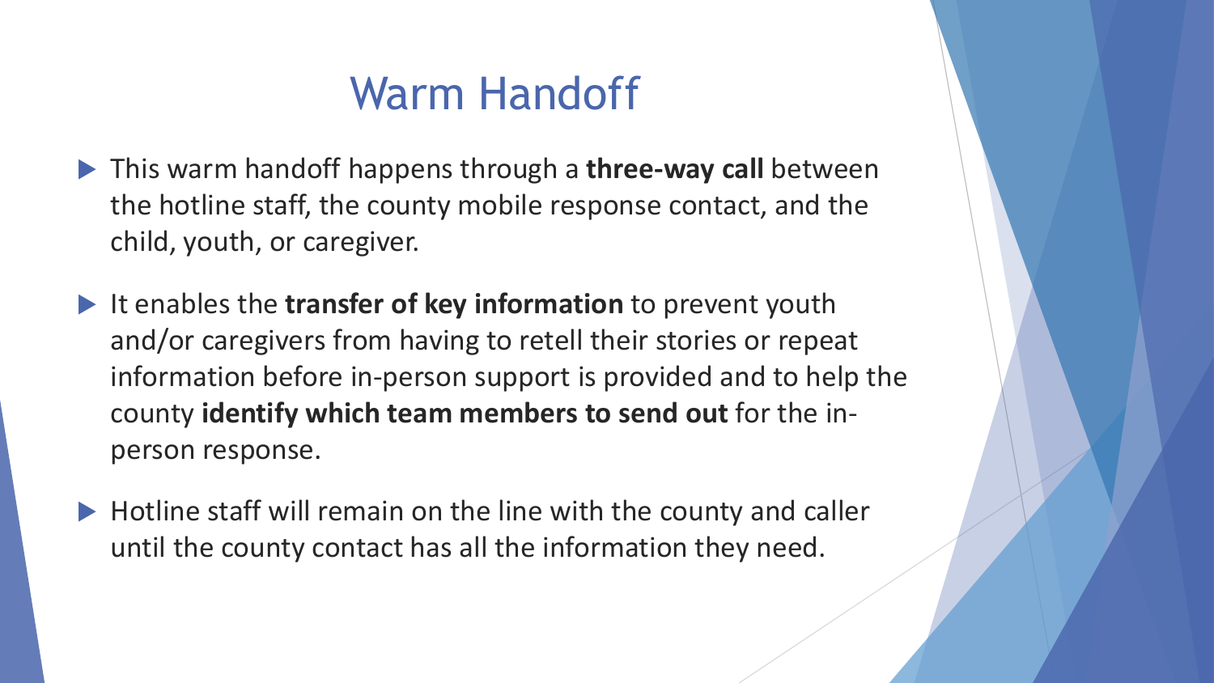# Warm Handoff

- This warm handoff happens through a **three-way call** between the hotline staff, the county mobile response contact, and the child, youth, or caregiver.
- It enables the **transfer of key information** to prevent youth and/or caregivers from having to retell their stories or repeat information before in-person support is provided and to help the county **identify which team members to send out** for the in-person response.
- Hotline staff will remain on the line with the county and caller until the county contact has all the information they need.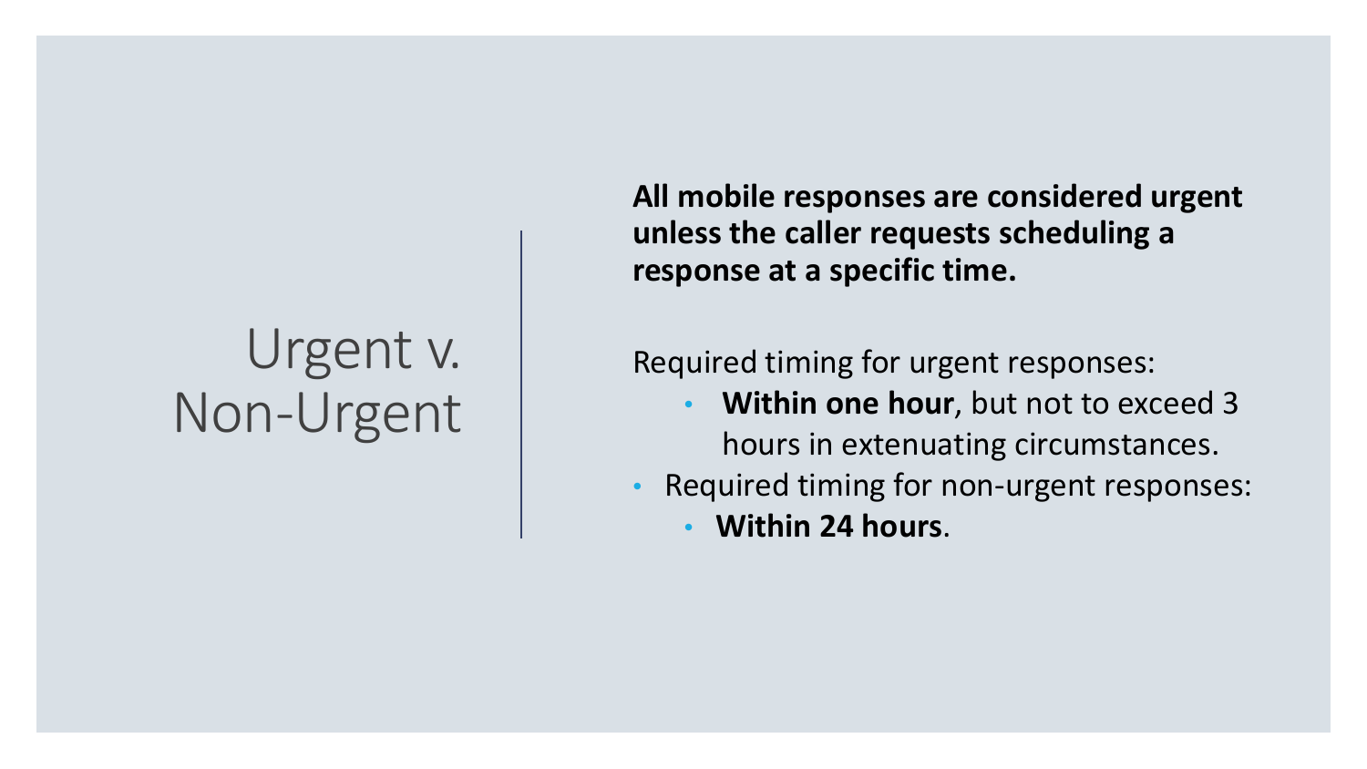# Urgent v. Non-Urgent

**All mobile responses are considered urgent unless the caller requests scheduling a response at a specific time.**

Required timing for urgent responses:

- **Within one hour**, but not to exceed 3 hours in extenuating circumstances.

- Required timing for non-urgent responses:
  - **Within 24 hours**.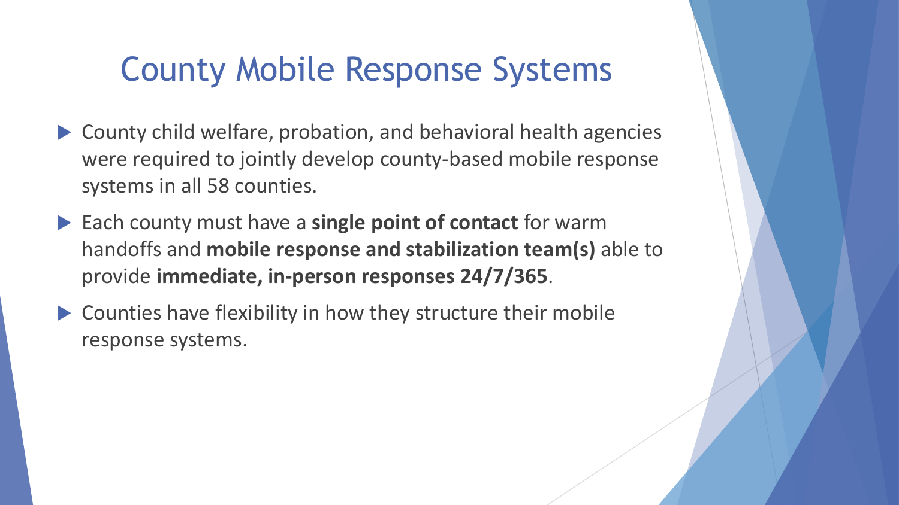# County Mobile Response Systems

- County child welfare, probation, and behavioral health agencies were required to jointly develop county-based mobile response systems in all 58 counties.
- Each county must have a **single point of contact** for warm handoffs and **mobile response and stabilization team(s)** able to provide **immediate, in-person responses 24/7/365**.
- Counties have flexibility in how they structure their mobile response systems.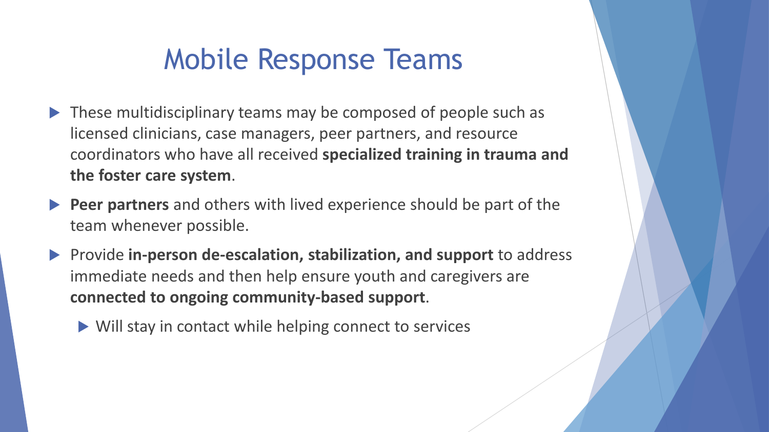# Mobile Response Teams

- These multidisciplinary teams may be composed of people such as licensed clinicians, case managers, peer partners, and resource coordinators who have all received **specialized training in trauma and the foster care system**.
- **Peer partners** and others with lived experience should be part of the team whenever possible.
- Provide **in-person de-escalation, stabilization, and support** to address immediate needs and then help ensure youth and caregivers are **connected to ongoing community-based support**.
  - Will stay in contact while helping connect to services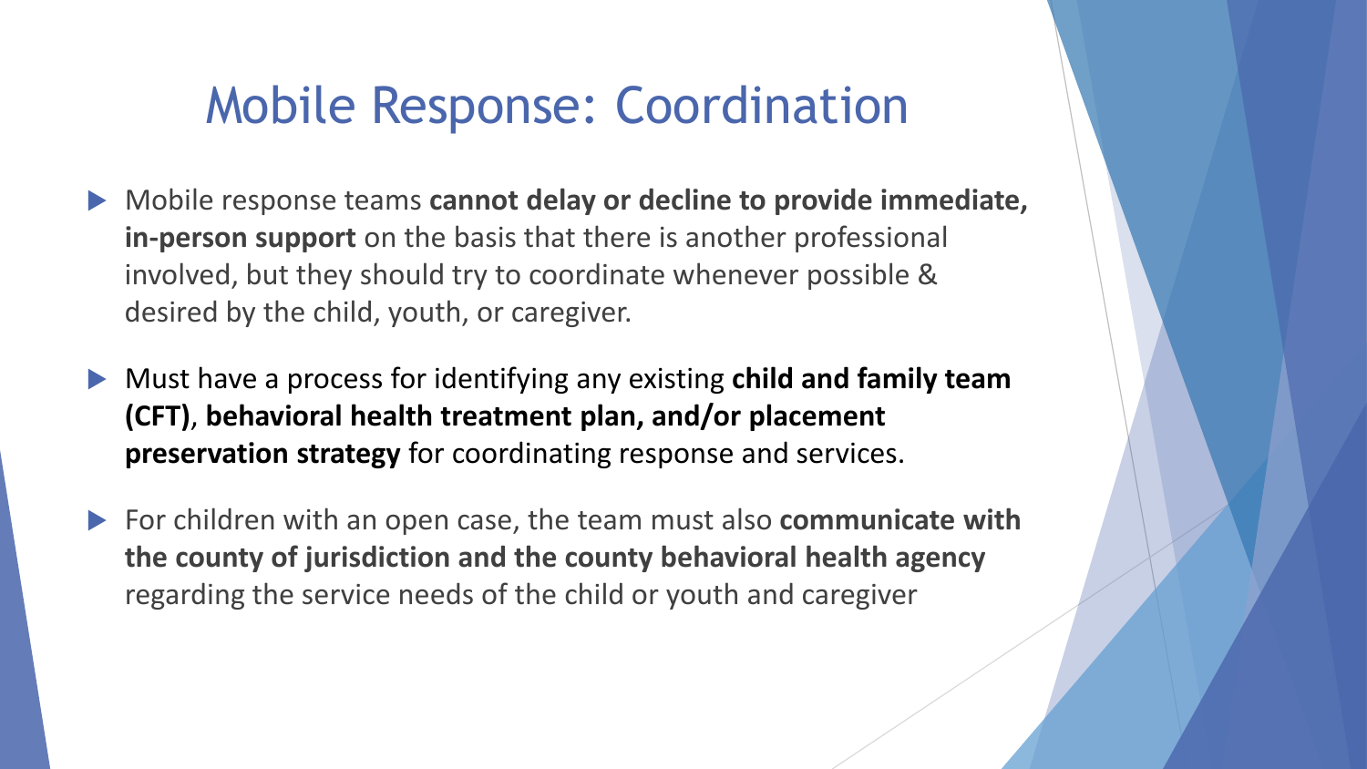# Mobile Response: Coordination

- Mobile response teams **cannot delay or decline to provide immediate, in-person support** on the basis that there is another professional involved, but they should try to coordinate whenever possible & desired by the child, youth, or caregiver.
- Must have a process for identifying any existing **child and family team (CFT)**, **behavioral health treatment plan, and/or placement preservation strategy** for coordinating response and services.
- For children with an open case, the team must also **communicate with the county of jurisdiction and the county behavioral health agency** regarding the service needs of the child or youth and caregiver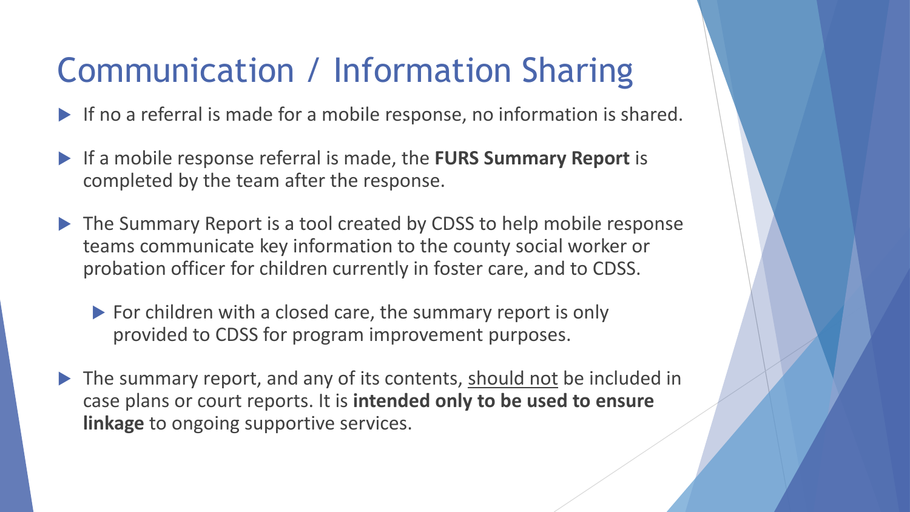# Communication / Information Sharing

- If no a referral is made for a mobile response, no information is shared.
- If a mobile response referral is made, the **FURS Summary Report** is completed by the team after the response.
- The Summary Report is a tool created by CDSS to help mobile response teams communicate key information to the county social worker or probation officer for children currently in foster care, and to CDSS.
  - For children with a closed care, the summary report is only provided to CDSS for program improvement purposes.
- The summary report, and any of its contents, <u>should not</u> be included in case plans or court reports. It is **intended only to be used to ensure linkage** to ongoing supportive services.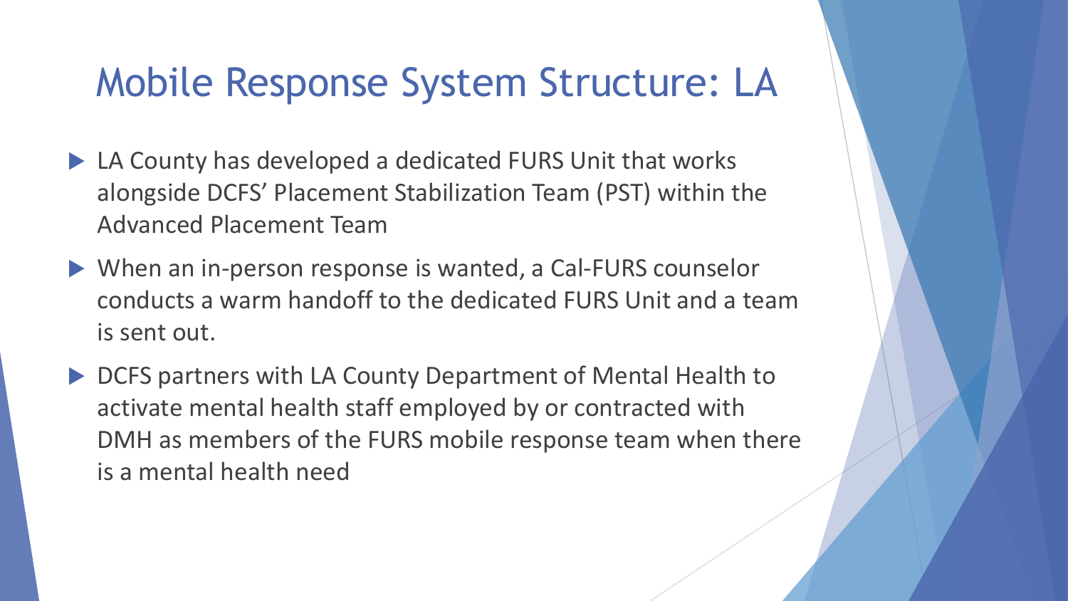# Mobile Response System Structure: LA

- LA County has developed a dedicated FURS Unit that works alongside DCFS' Placement Stabilization Team (PST) within the Advanced Placement Team
- When an in-person response is wanted, a Cal-FURS counselor conducts a warm handoff to the dedicated FURS Unit and a team is sent out.
- DCFS partners with LA County Department of Mental Health to activate mental health staff employed by or contracted with DMH as members of the FURS mobile response team when there is a mental health need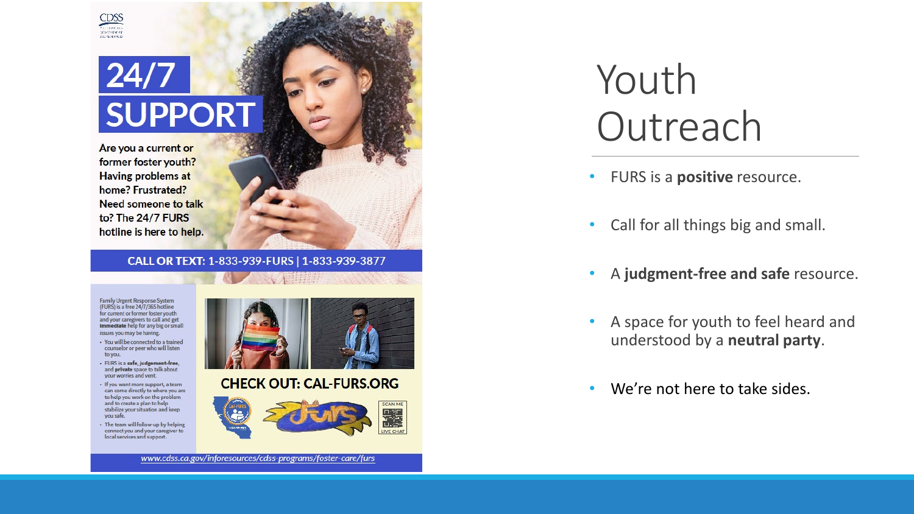# 24/7 SUPPORT

Are you a current or former foster youth? Having problems at home? Frustrated? Need someone to talk to? The 24/7 FURS hotline is here to help.

**CALL OR TEXT: 1-833-939-FURS | 1-833-939-3877**

Family Urgent Response System (FURS) is a free 24/7/365 hotline for current or former foster youth and your caregivers to call and get **immediate** help for any big or small issues you may be having.

- You will be connected to a trained counselor or peer who will listen to you.
- FURS is a **safe**, **judgement-free**, and **private** space to talk about your worries and vent.
- If you want more support, a team can come directly to where you are to help you work on the problem and to create a plan to help stabilize your situation and keep you safe.
- The team will follow-up by helping connect you and your caregiver to local services and support.

**CHECK OUT: CAL-FURS.ORG**

SCAN ME — LIVE CHAT

www.cdss.ca.gov/inforesources/cdss-programs/foster-care/furs

# Youth Outreach

- FURS is a **positive** resource.
- Call for all things big and small.
- A **judgment-free and safe** resource.
- A space for youth to feel heard and understood by a **neutral party**.
- We're not here to take sides.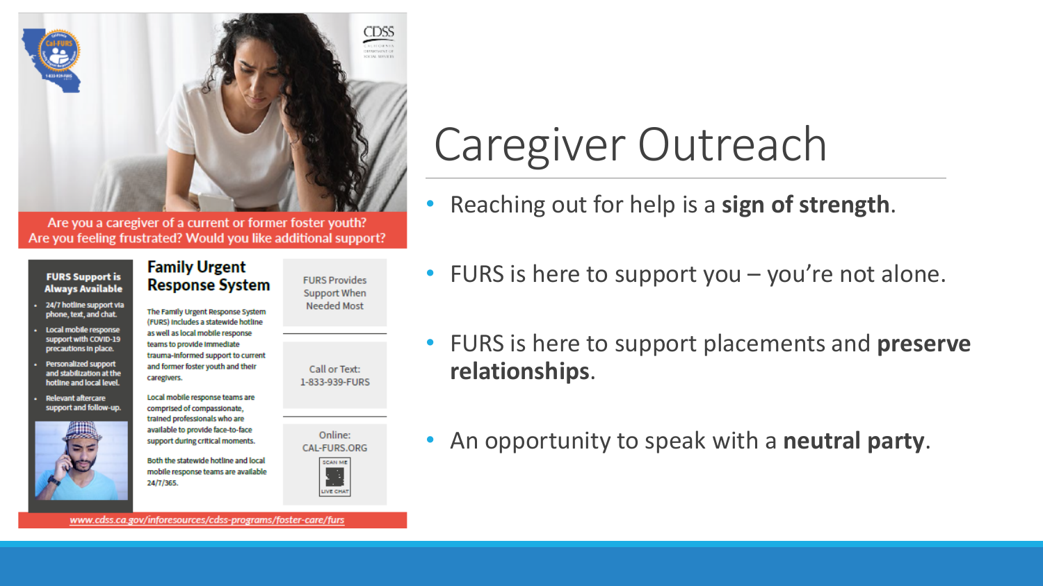Are you a caregiver of a current or former foster youth?
Are you feeling frustrated? Would you like additional support?

**FURS Support is Always Available**

- 24/7 hotline support via phone, text, and chat.
- Local mobile response support with COVID-19 precautions in place.
- Personalized support and stabilization at the hotline and local level.
- Relevant aftercare support and follow-up.

**Family Urgent Response System**

The Family Urgent Response System (FURS) includes a statewide hotline as well as local mobile response teams to provide immediate trauma-informed support to current and former foster youth and their caregivers.

Local mobile response teams are comprised of compassionate, trained professionals who are available to provide face-to-face support during critical moments.

Both the statewide hotline and local mobile response teams are available 24/7/365.

FURS Provides Support When Needed Most

Call or Text:
1-833-939-FURS

Online:
CAL-FURS.ORG

SCAN ME
LIVE CHAT

www.cdss.ca.gov/inforesources/cdss-programs/foster-care/furs

# Caregiver Outreach

- Reaching out for help is a **sign of strength**.
- FURS is here to support you – you're not alone.
- FURS is here to support placements and **preserve relationships**.
- An opportunity to speak with a **neutral party**.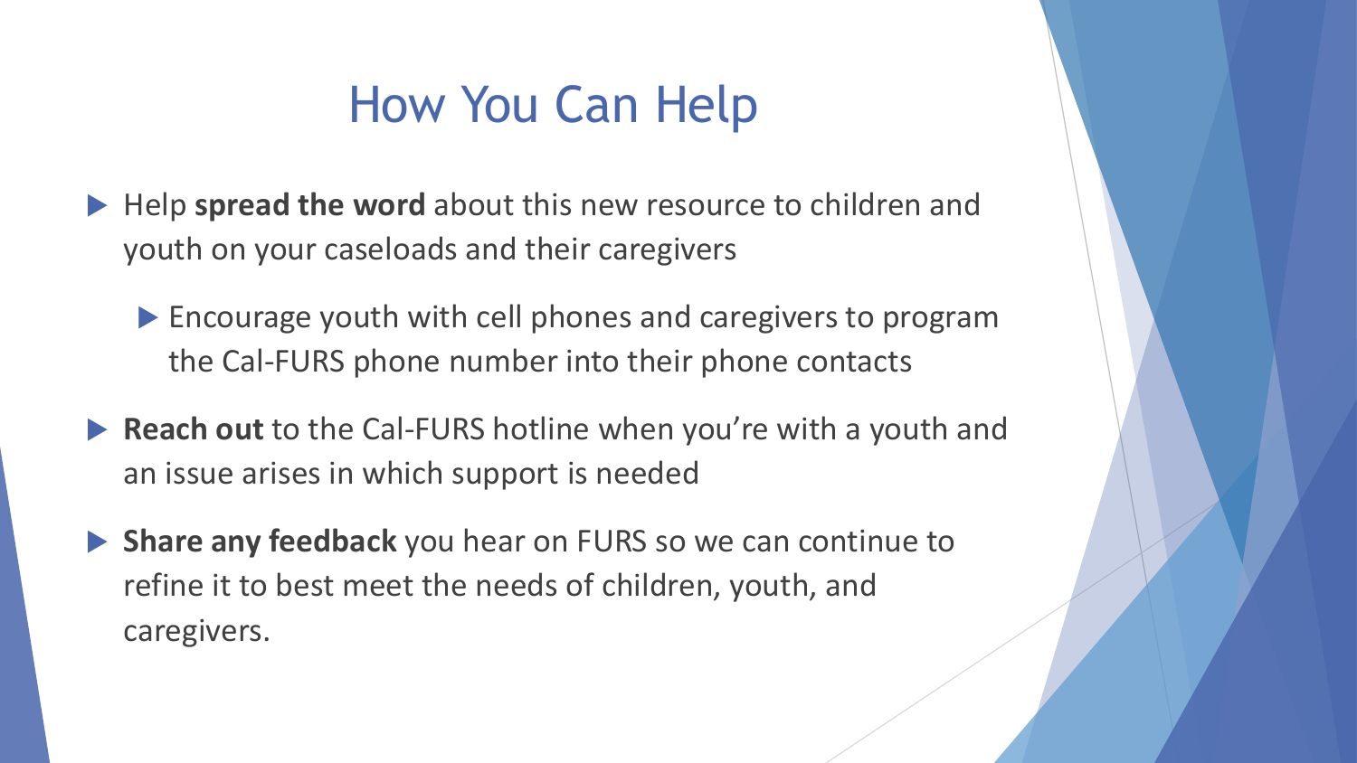# How You Can Help

- Help **spread the word** about this new resource to children and youth on your caseloads and their caregivers
  - Encourage youth with cell phones and caregivers to program the Cal-FURS phone number into their phone contacts
- **Reach out** to the Cal-FURS hotline when you're with a youth and an issue arises in which support is needed
- **Share any feedback** you hear on FURS so we can continue to refine it to best meet the needs of children, youth, and caregivers.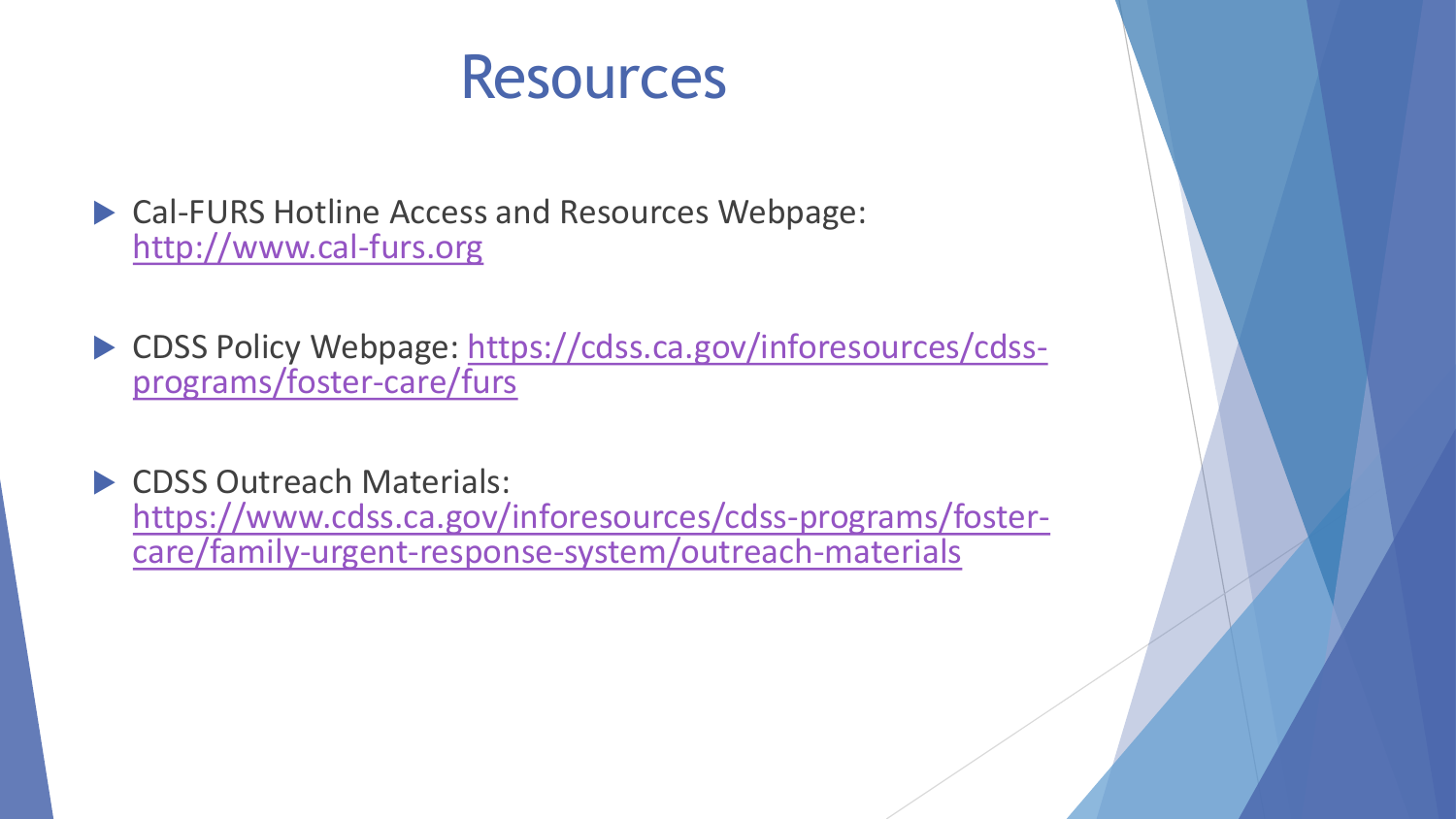# Resources

- Cal-FURS Hotline Access and Resources Webpage: [http://www.cal-furs.org](http://www.cal-furs.org)

- CDSS Policy Webpage: [https://cdss.ca.gov/inforesources/cdss-programs/foster-care/furs](https://cdss.ca.gov/inforesources/cdss-programs/foster-care/furs)

- CDSS Outreach Materials: [https://www.cdss.ca.gov/inforesources/cdss-programs/foster-care/family-urgent-response-system/outreach-materials](https://www.cdss.ca.gov/inforesources/cdss-programs/foster-care/family-urgent-response-system/outreach-materials)